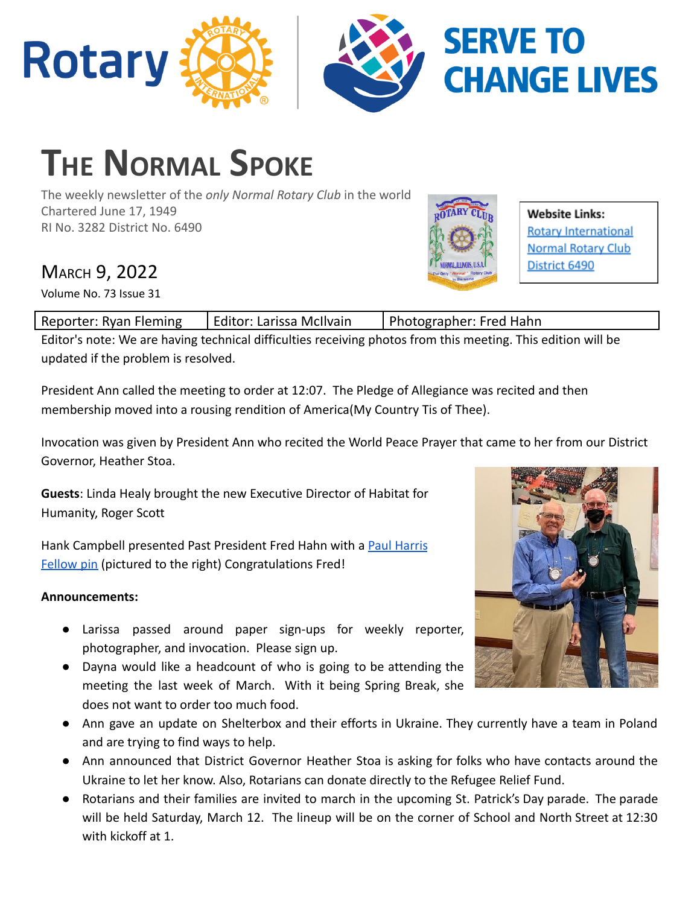Rotary | SERVE TO CHANGE LIVES

# THE NORMAL SPOKE

The weekly newsletter of the *only Normal Rotary Club* in the world
Chartered June 17, 1949
RI No. 3282 District No. 6490

**Website Links:**
[Rotary International]
[Normal Rotary Club]
[District 6490]

## MARCH 9, 2022

Volume No. 73 Issue 31

| Reporter: Ryan Fleming | Editor: Larissa McIlvain | Photographer: Fred Hahn |
|---|---|---|

Editor's note: We are having technical difficulties receiving photos from this meeting. This edition will be updated if the problem is resolved.

President Ann called the meeting to order at 12:07. The Pledge of Allegiance was recited and then membership moved into a rousing rendition of America(My Country Tis of Thee).

Invocation was given by President Ann who recited the World Peace Prayer that came to her from our District Governor, Heather Stoa.

**Guests**: Linda Healy brought the new Executive Director of Habitat for Humanity, Roger Scott

Hank Campbell presented Past President Fred Hahn with a Paul Harris Fellow pin (pictured to the right) Congratulations Fred!

**Announcements:**

- Larissa passed around paper sign-ups for weekly reporter, photographer, and invocation. Please sign up.
- Dayna would like a headcount of who is going to be attending the meeting the last week of March. With it being Spring Break, she does not want to order too much food.
- Ann gave an update on Shelterbox and their efforts in Ukraine. They currently have a team in Poland and are trying to find ways to help.
- Ann announced that District Governor Heather Stoa is asking for folks who have contacts around the Ukraine to let her know. Also, Rotarians can donate directly to the Refugee Relief Fund.
- Rotarians and their families are invited to march in the upcoming St. Patrick's Day parade. The parade will be held Saturday, March 12. The lineup will be on the corner of School and North Street at 12:30 with kickoff at 1.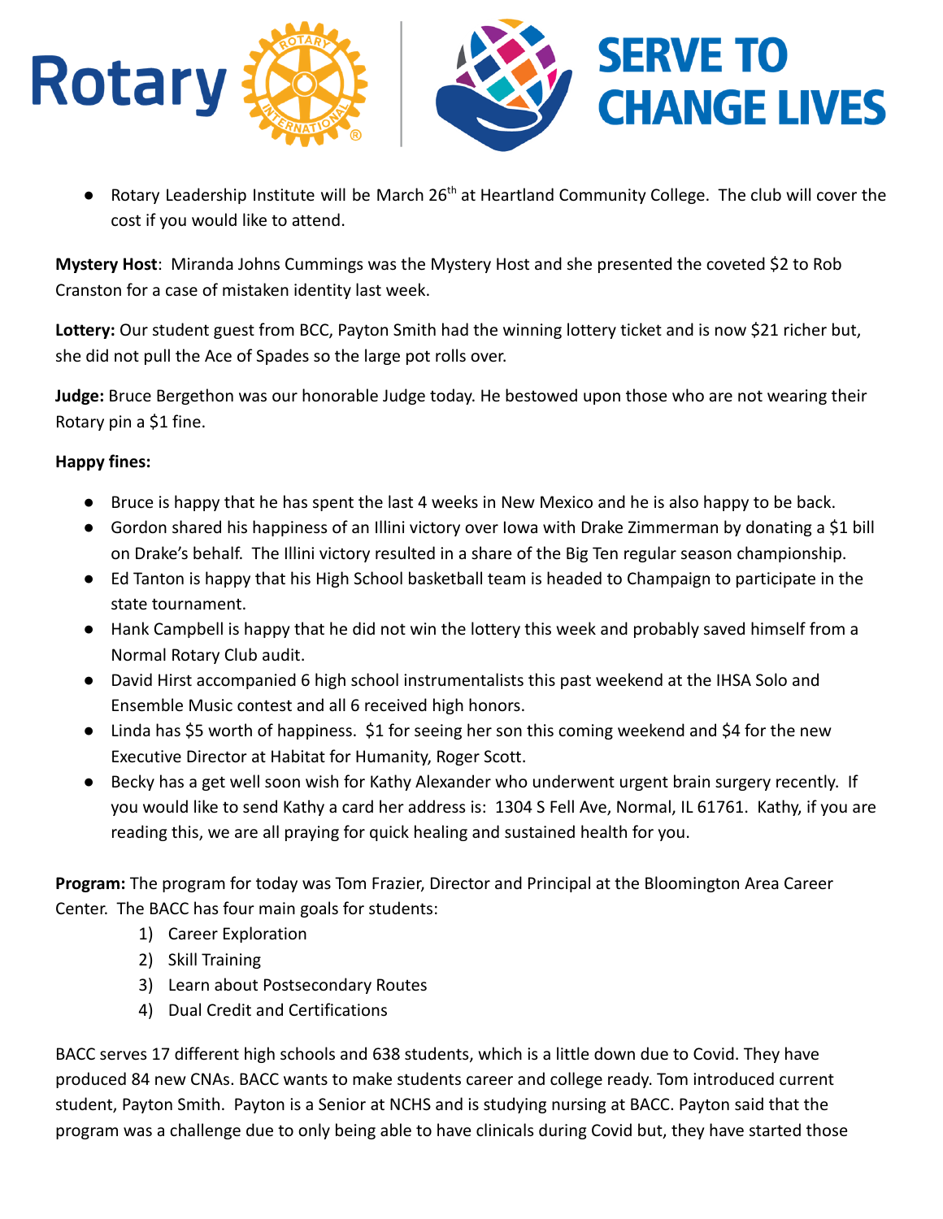- Rotary Leadership Institute will be March 26th at Heartland Community College. The club will cover the cost if you would like to attend.

**Mystery Host**: Miranda Johns Cummings was the Mystery Host and she presented the coveted $2 to Rob Cranston for a case of mistaken identity last week.

**Lottery:** Our student guest from BCC, Payton Smith had the winning lottery ticket and is now $21 richer but, she did not pull the Ace of Spades so the large pot rolls over.

**Judge:** Bruce Bergethon was our honorable Judge today. He bestowed upon those who are not wearing their Rotary pin a $1 fine.

**Happy fines:**

- Bruce is happy that he has spent the last 4 weeks in New Mexico and he is also happy to be back.
- Gordon shared his happiness of an Illini victory over Iowa with Drake Zimmerman by donating a $1 bill on Drake's behalf. The Illini victory resulted in a share of the Big Ten regular season championship.
- Ed Tanton is happy that his High School basketball team is headed to Champaign to participate in the state tournament.
- Hank Campbell is happy that he did not win the lottery this week and probably saved himself from a Normal Rotary Club audit.
- David Hirst accompanied 6 high school instrumentalists this past weekend at the IHSA Solo and Ensemble Music contest and all 6 received high honors.
- Linda has $5 worth of happiness. $1 for seeing her son this coming weekend and $4 for the new Executive Director at Habitat for Humanity, Roger Scott.
- Becky has a get well soon wish for Kathy Alexander who underwent urgent brain surgery recently. If you would like to send Kathy a card her address is: 1304 S Fell Ave, Normal, IL 61761. Kathy, if you are reading this, we are all praying for quick healing and sustained health for you.

**Program:** The program for today was Tom Frazier, Director and Principal at the Bloomington Area Career Center. The BACC has four main goals for students:

1) Career Exploration
2) Skill Training
3) Learn about Postsecondary Routes
4) Dual Credit and Certifications

BACC serves 17 different high schools and 638 students, which is a little down due to Covid. They have produced 84 new CNAs. BACC wants to make students career and college ready. Tom introduced current student, Payton Smith. Payton is a Senior at NCHS and is studying nursing at BACC. Payton said that the program was a challenge due to only being able to have clinicals during Covid but, they have started those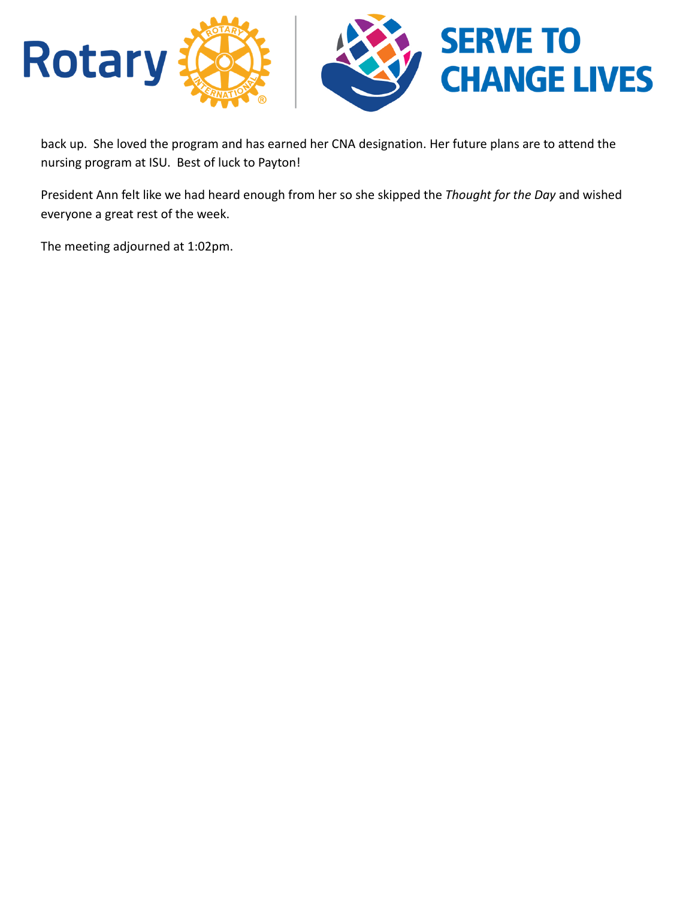back up. She loved the program and has earned her CNA designation. Her future plans are to attend the nursing program at ISU. Best of luck to Payton!

President Ann felt like we had heard enough from her so she skipped the *Thought for the Day* and wished everyone a great rest of the week.

The meeting adjourned at 1:02pm.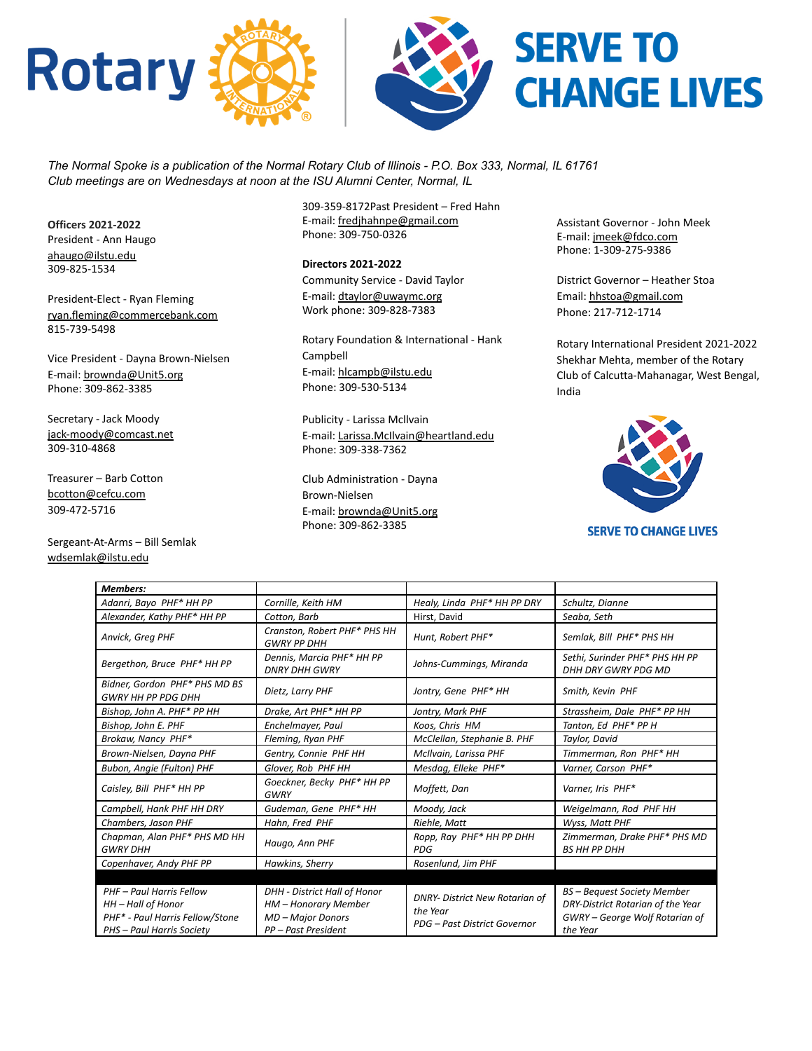Rotary

SERVE TO CHANGE LIVES

*The Normal Spoke is a publication of the Normal Rotary Club of Illinois - P.O. Box 333, Normal, IL 61761*
*Club meetings are on Wednesdays at noon at the ISU Alumni Center, Normal, IL*

**Officers 2021-2022**
President - Ann Haugo
ahaugo@ilstu.edu
309-825-1534

President-Elect - Ryan Fleming
ryan.fleming@commercebank.com
815-739-5498

Vice President - Dayna Brown-Nielsen
E-mail: brownda@Unit5.org
Phone: 309-862-3385

Secretary - Jack Moody
jack-moody@comcast.net
309-310-4868

Treasurer – Barb Cotton
bcotton@cefcu.com
309-472-5716

Sergeant-At-Arms – Bill Semlak
wdsemlak@ilstu.edu

309-359-8172Past President – Fred Hahn
E-mail: fredjhahnpe@gmail.com
Phone: 309-750-0326

**Directors 2021-2022**
Community Service - David Taylor
E-mail: dtaylor@uwaymc.org
Work phone: 309-828-7383

Rotary Foundation & International - Hank Campbell
E-mail: hlcampb@ilstu.edu
Phone: 309-530-5134

Publicity - Larissa McIlvain
E-mail: Larissa.McIlvain@heartland.edu
Phone: 309-338-7362

Club Administration - Dayna Brown-Nielsen
E-mail: brownda@Unit5.org
Phone: 309-862-3385

Assistant Governor - John Meek
E-mail: jmeek@fdco.com
Phone: 1-309-275-9386

District Governor – Heather Stoa
Email: hhstoa@gmail.com
Phone: 217-712-1714

Rotary International President 2021-2022
Shekhar Mehta, member of the Rotary Club of Calcutta-Mahanagar, West Bengal, India

SERVE TO CHANGE LIVES

| *Members:* | | | |
|---|---|---|---|
| *Adanri, Bayo PHF* HH PP* | *Cornille, Keith HM* | *Healy, Linda PHF* HH PP DRY* | *Schultz, Dianne* |
| *Alexander, Kathy PHF* HH PP* | *Cotton, Barb* | *Hirst, David* | *Seaba, Seth* |
| *Anvick, Greg PHF* | *Cranston, Robert PHF* PHS HH GWRY PP DHH* | *Hunt, Robert PHF** | *Semlak, Bill PHF* PHS HH* |
| *Bergethon, Bruce PHF* HH PP* | *Dennis, Marcia PHF* HH PP DNRY DHH GWRY* | *Johns-Cummings, Miranda* | *Sethi, Surinder PHF* PHS HH PP DHH DRY GWRY PDG MD* |
| *Bidner, Gordon PHF* PHS MD BS GWRY HH PP PDG DHH* | *Dietz, Larry PHF* | *Jontry, Gene PHF* HH* | *Smith, Kevin PHF* |
| *Bishop, John A. PHF* PP HH* | *Drake, Art PHF* HH PP* | *Jontry, Mark PHF* | *Strassheim, Dale PHF* PP HH* |
| *Bishop, John E. PHF* | *Enchelmayer, Paul* | *Koos, Chris HM* | *Tanton, Ed PHF* PP H* |
| *Brokaw, Nancy PHF** | *Fleming, Ryan PHF* | *McClellan, Stephanie B. PHF* | *Taylor, David* |
| *Brown-Nielsen, Dayna PHF* | *Gentry, Connie PHF HH* | *McIlvain, Larissa PHF* | *Timmerman, Ron PHF* HH* |
| *Bubon, Angie (Fulton) PHF* | *Glover, Rob PHF HH* | *Mesdag, Elleke PHF** | *Varner, Carson PHF** |
| *Caisley, Bill PHF* HH PP* | *Goeckner, Becky PHF* HH PP GWRY* | *Moffett, Dan* | *Varner, Iris PHF** |
| *Campbell, Hank PHF HH DRY* | *Gudeman, Gene PHF* HH* | *Moody, Jack* | *Weigelmann, Rod PHF HH* |
| *Chambers, Jason PHF* | *Hahn, Fred PHF* | *Riehle, Matt* | *Wyss, Matt PHF* |
| *Chapman, Alan PHF* PHS MD HH GWRY DHH* | *Haugo, Ann PHF* | *Ropp, Ray PHF* HH PP DHH PDG* | *Zimmerman, Drake PHF* PHS MD BS HH PP DHH* |
| *Copenhaver, Andy PHF PP* | *Hawkins, Sherry* | *Rosenlund, Jim PHF* | |
| | | | |
| *PHF – Paul Harris Fellow*<br>*HH – Hall of Honor*<br>*PHF* - Paul Harris Fellow/Stone*<br>*PHS – Paul Harris Society* | *DHH - District Hall of Honor*<br>*HM – Honorary Member*<br>*MD – Major Donors*<br>*PP – Past President* | *DNRY- District New Rotarian of the Year*<br>*PDG – Past District Governor* | *BS – Bequest Society Member*<br>*DRY-District Rotarian of the Year*<br>*GWRY – George Wolf Rotarian of the Year* |